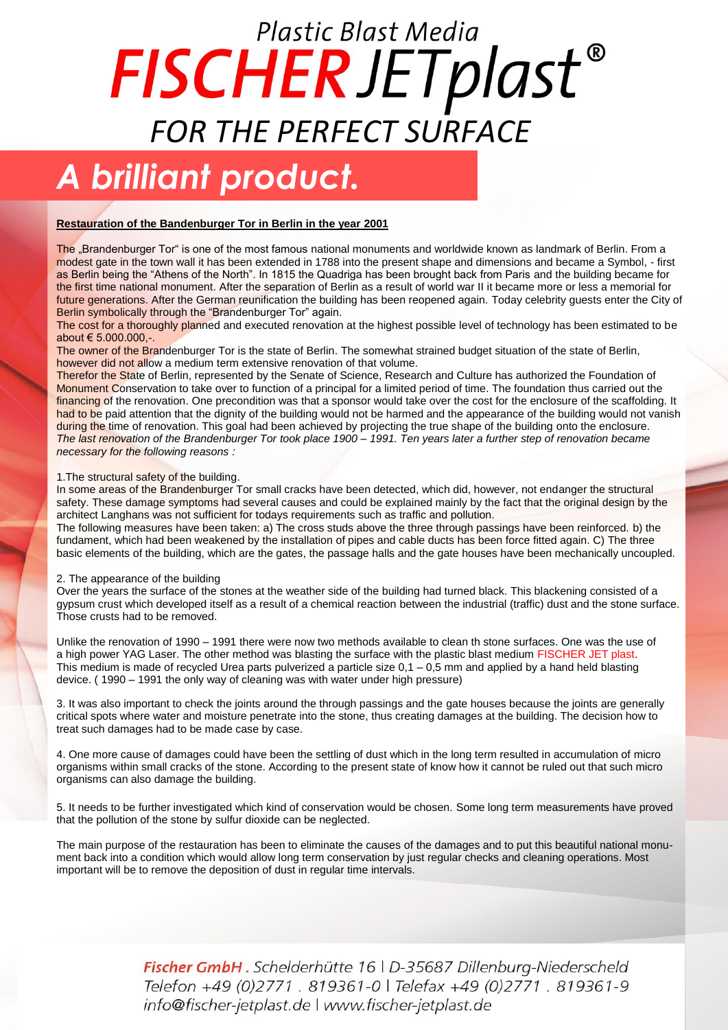# Plastic Blast Media FISCHER JETplast®

## FOR THE PERFECT SURFACE

# A brilliant product.

**Restauration of the Bandenburger Tor in Berlin in the year 2001**

The „Brandenburger Tor“ is one of the most famous national monuments and worldwide known as landmark of Berlin. From a modest gate in the town wall it has been extended in 1788 into the present shape and dimensions and became a Symbol, - first as Berlin being the “Athens of the North”. In 1815 the Quadriga has been brought back from Paris and the building became for the first time national monument. After the separation of Berlin as a result of world war II it became more or less a memorial for future generations. After the German reunification the building has been reopened again. Today celebrity guests enter the City of Berlin symbolically through the “Brandenburger Tor” again.
The cost for a thoroughly planned and executed renovation at the highest possible level of technology has been estimated to be about € 5.000.000,-.
The owner of the Brandenburger Tor is the state of Berlin. The somewhat strained budget situation of the state of Berlin, however did not allow a medium term extensive renovation of that volume.
Therefor the State of Berlin, represented by the Senate of Science, Research and Culture has authorized the Foundation of Monument Conservation to take over to function of a principal for a limited period of time. The foundation thus carried out the financing of the renovation. One precondition was that a sponsor would take over the cost for the enclosure of the scaffolding. It had to be paid attention that the dignity of the building would not be harmed and the appearance of the building would not vanish during the time of renovation. This goal had been achieved by projecting the true shape of the building onto the enclosure.
*The last renovation of the Brandenburger Tor took place 1900 – 1991. Ten years later a further step of renovation became necessary for the following reasons :*

1.The structural safety of the building.
In some areas of the Brandenburger Tor small cracks have been detected, which did, however, not endanger the structural safety. These damage symptoms had several causes and could be explained mainly by the fact that the original design by the architect Langhans was not sufficient for todays requirements such as traffic and pollution.
The following measures have been taken: a) The cross studs above the three through passings have been reinforced. b) the fundament, which had been weakened by the installation of pipes and cable ducts has been force fitted again. C) The three basic elements of the building, which are the gates, the passage halls and the gate houses have been mechanically uncoupled.

2. The appearance of the building
Over the years the surface of the stones at the weather side of the building had turned black. This blackening consisted of a gypsum crust which developed itself as a result of a chemical reaction between the industrial (traffic) dust and the stone surface. Those crusts had to be removed.

Unlike the renovation of 1990 – 1991 there were now two methods available to clean th stone surfaces. One was the use of a high power YAG Laser. The other method was blasting the surface with the plastic blast medium FISCHER JET plast. This medium is made of recycled Urea parts pulverized a particle size 0,1 – 0,5 mm and applied by a hand held blasting device. ( 1990 – 1991 the only way of cleaning was with water under high pressure)

3. It was also important to check the joints around the through passings and the gate houses because the joints are generally critical spots where water and moisture penetrate into the stone, thus creating damages at the building. The decision how to treat such damages had to be made case by case.

4. One more cause of damages could have been the settling of dust which in the long term resulted in accumulation of micro organisms within small cracks of the stone. According to the present state of know how it cannot be ruled out that such micro organisms can also damage the building.

5. It needs to be further investigated which kind of conservation would be chosen. Some long term measurements have proved that the pollution of the stone by sulfur dioxide can be neglected.

The main purpose of the restauration has been to eliminate the causes of the damages and to put this beautiful national monument back into a condition which would allow long term conservation by just regular checks and cleaning operations. Most important will be to remove the deposition of dust in regular time intervals.

*Fischer GmbH . Schelderhütte 16 | D-35687 Dillenburg-Niederscheld*
*Telefon +49 (0)2771 . 819361-0 | Telefax +49 (0)2771 . 819361-9*
*info@fischer-jetplast.de | www.fischer-jetplast.de*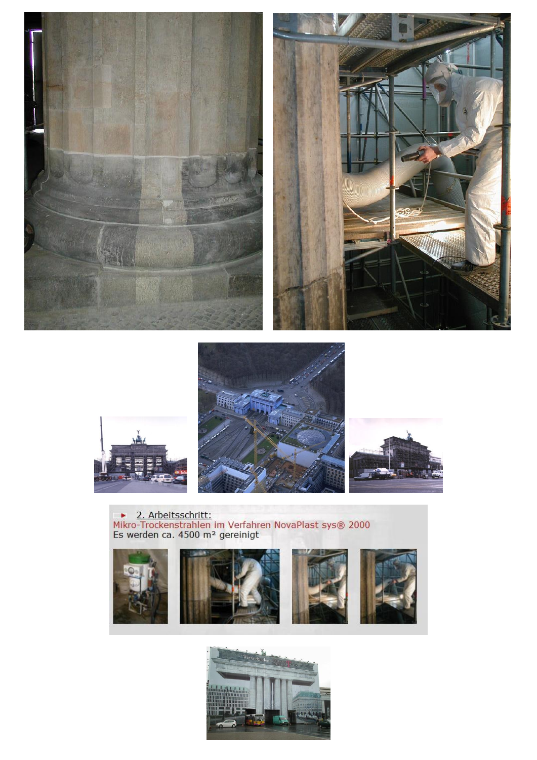2. Arbeitsschritt:

Mikro-Trockenstrahlen im Verfahren NovaPlast sys® 2000

Es werden ca. 4500 m² gereinigt